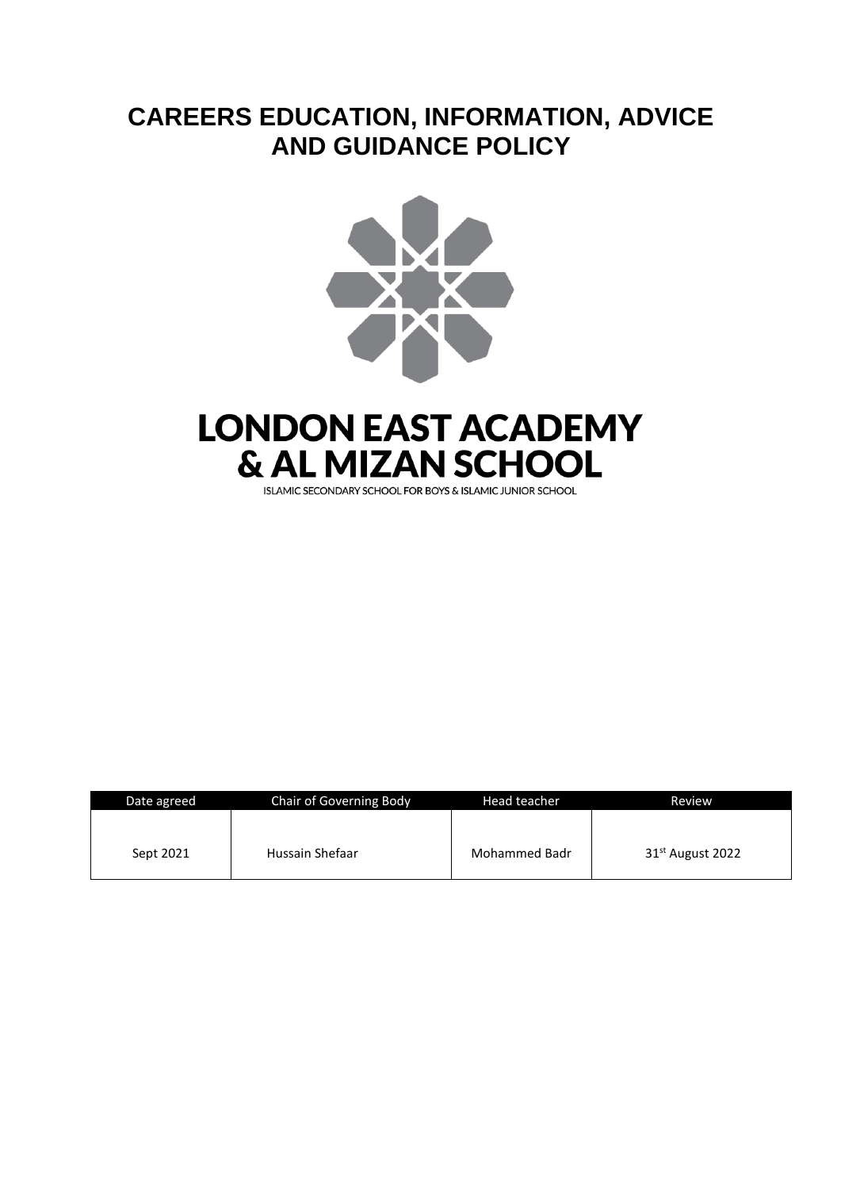# CAREERS EDUCATION, INFORMATION, ADVICE AND GUIDANCE POLICY

**LONDON EAST ACADEMY & AL MIZAN SCHOOL**

ISLAMIC SECONDARY SCHOOL FOR BOYS & ISLAMIC JUNIOR SCHOOL

| Date agreed | Chair of Governing Body | Head teacher | Review |
|---|---|---|---|
| Sept 2021 | Hussain Shefaar | Mohammed Badr | 31st August 2022 |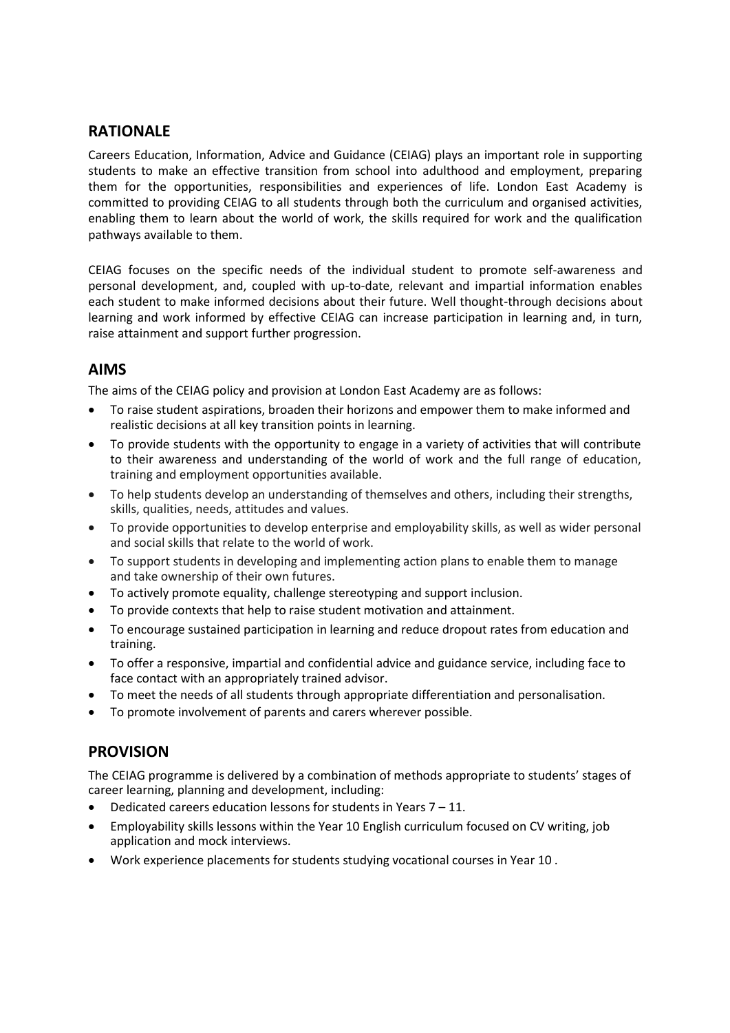## RATIONALE

Careers Education, Information, Advice and Guidance (CEIAG) plays an important role in supporting students to make an effective transition from school into adulthood and employment, preparing them for the opportunities, responsibilities and experiences of life. London East Academy is committed to providing CEIAG to all students through both the curriculum and organised activities, enabling them to learn about the world of work, the skills required for work and the qualification pathways available to them.

CEIAG focuses on the specific needs of the individual student to promote self-awareness and personal development, and, coupled with up-to-date, relevant and impartial information enables each student to make informed decisions about their future. Well thought-through decisions about learning and work informed by effective CEIAG can increase participation in learning and, in turn, raise attainment and support further progression.

## AIMS

The aims of the CEIAG policy and provision at London East Academy are as follows:

- To raise student aspirations, broaden their horizons and empower them to make informed and realistic decisions at all key transition points in learning.
- To provide students with the opportunity to engage in a variety of activities that will contribute to their awareness and understanding of the world of work and the full range of education, training and employment opportunities available.
- To help students develop an understanding of themselves and others, including their strengths, skills, qualities, needs, attitudes and values.
- To provide opportunities to develop enterprise and employability skills, as well as wider personal and social skills that relate to the world of work.
- To support students in developing and implementing action plans to enable them to manage and take ownership of their own futures.
- To actively promote equality, challenge stereotyping and support inclusion.
- To provide contexts that help to raise student motivation and attainment.
- To encourage sustained participation in learning and reduce dropout rates from education and training.
- To offer a responsive, impartial and confidential advice and guidance service, including face to face contact with an appropriately trained advisor.
- To meet the needs of all students through appropriate differentiation and personalisation.
- To promote involvement of parents and carers wherever possible.

## PROVISION

The CEIAG programme is delivered by a combination of methods appropriate to students' stages of career learning, planning and development, including:

- Dedicated careers education lessons for students in Years 7 – 11.
- Employability skills lessons within the Year 10 English curriculum focused on CV writing, job application and mock interviews.
- Work experience placements for students studying vocational courses in Year 10 .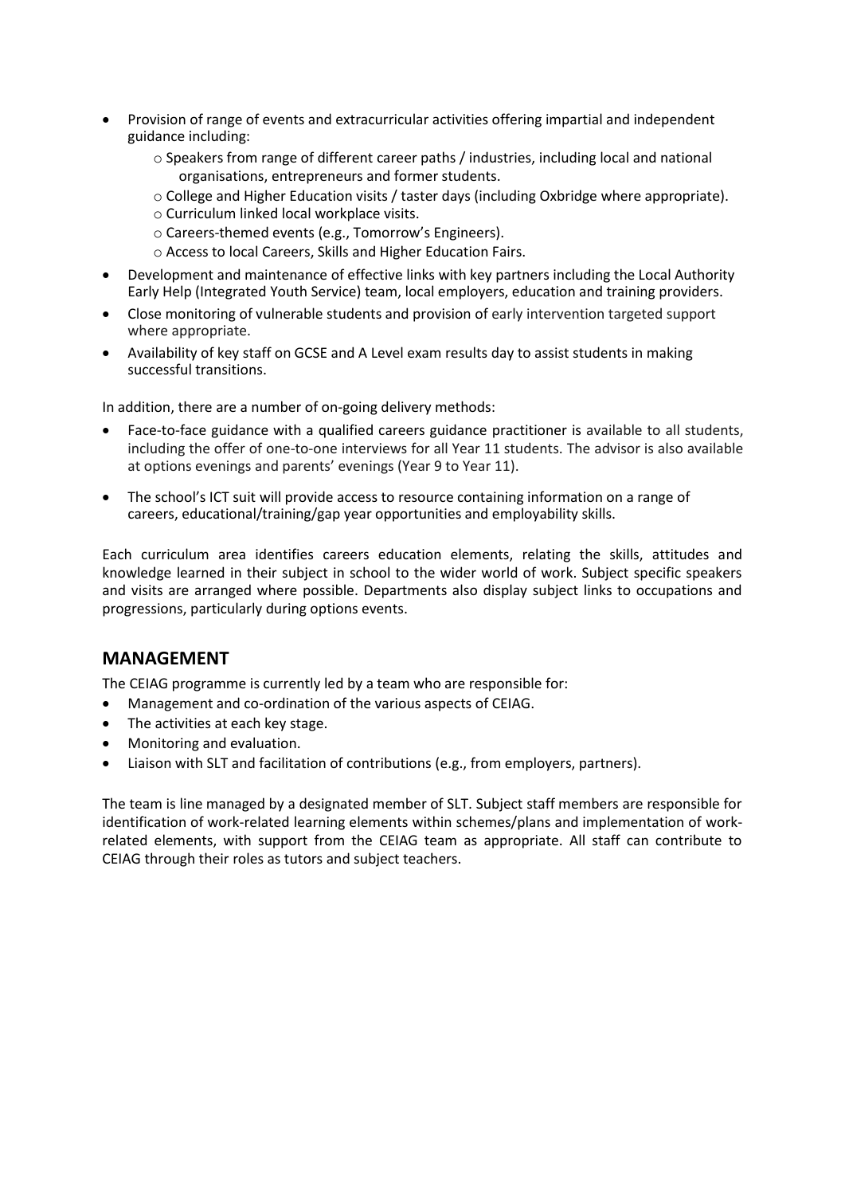- Provision of range of events and extracurricular activities offering impartial and independent guidance including:
  - Speakers from range of different career paths / industries, including local and national organisations, entrepreneurs and former students.
  - College and Higher Education visits / taster days (including Oxbridge where appropriate).
  - Curriculum linked local workplace visits.
  - Careers-themed events (e.g., Tomorrow's Engineers).
  - Access to local Careers, Skills and Higher Education Fairs.
- Development and maintenance of effective links with key partners including the Local Authority Early Help (Integrated Youth Service) team, local employers, education and training providers.
- Close monitoring of vulnerable students and provision of early intervention targeted support where appropriate.
- Availability of key staff on GCSE and A Level exam results day to assist students in making successful transitions.

In addition, there are a number of on-going delivery methods:

- Face-to-face guidance with a qualified careers guidance practitioner is available to all students, including the offer of one-to-one interviews for all Year 11 students. The advisor is also available at options evenings and parents' evenings (Year 9 to Year 11).
- The school's ICT suit will provide access to resource containing information on a range of careers, educational/training/gap year opportunities and employability skills.

Each curriculum area identifies careers education elements, relating the skills, attitudes and knowledge learned in their subject in school to the wider world of work. Subject specific speakers and visits are arranged where possible. Departments also display subject links to occupations and progressions, particularly during options events.

## MANAGEMENT

The CEIAG programme is currently led by a team who are responsible for:

- Management and co-ordination of the various aspects of CEIAG.
- The activities at each key stage.
- Monitoring and evaluation.
- Liaison with SLT and facilitation of contributions (e.g., from employers, partners).

The team is line managed by a designated member of SLT. Subject staff members are responsible for identification of work-related learning elements within schemes/plans and implementation of work-related elements, with support from the CEIAG team as appropriate. All staff can contribute to CEIAG through their roles as tutors and subject teachers.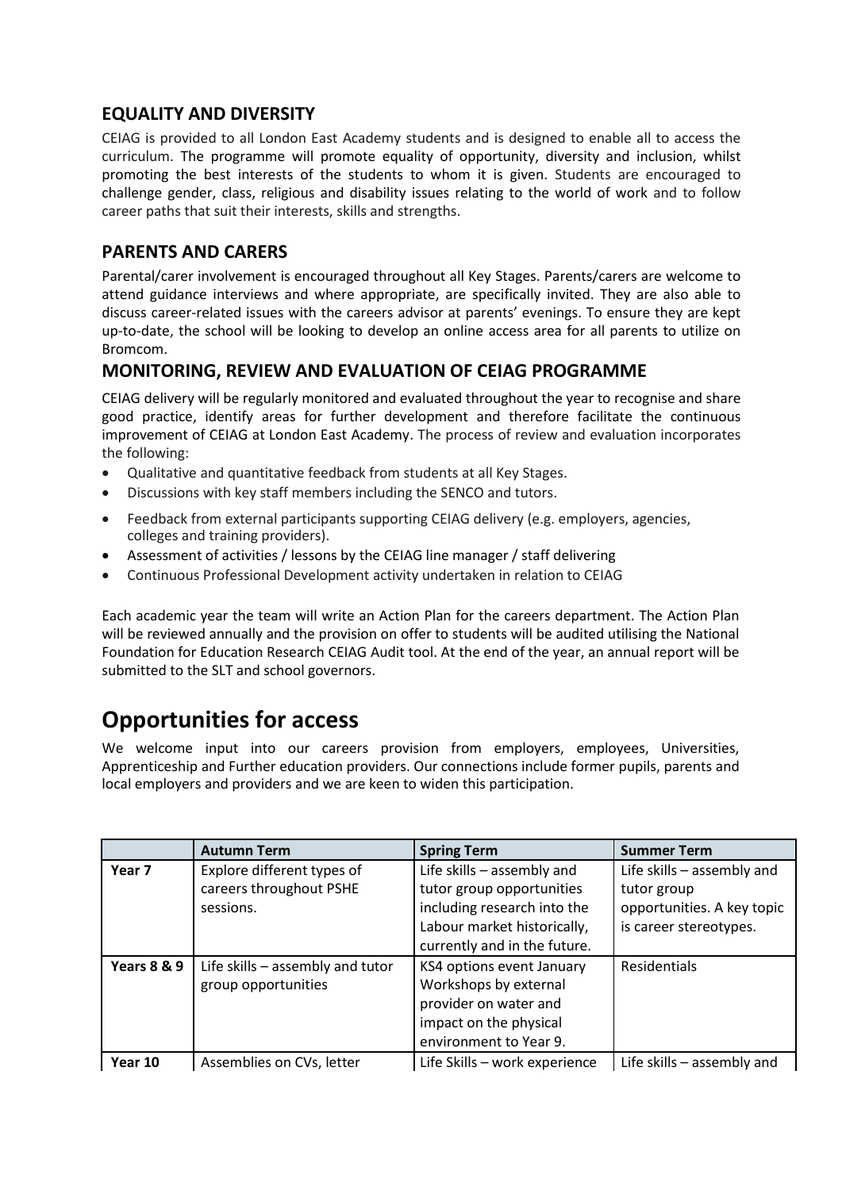## EQUALITY AND DIVERSITY

CEIAG is provided to all London East Academy students and is designed to enable all to access the curriculum. The programme will promote equality of opportunity, diversity and inclusion, whilst promoting the best interests of the students to whom it is given. Students are encouraged to challenge gender, class, religious and disability issues relating to the world of work and to follow career paths that suit their interests, skills and strengths.

## PARENTS AND CARERS

Parental/carer involvement is encouraged throughout all Key Stages. Parents/carers are welcome to attend guidance interviews and where appropriate, are specifically invited. They are also able to discuss career-related issues with the careers advisor at parents' evenings. To ensure they are kept up-to-date, the school will be looking to develop an online access area for all parents to utilize on Bromcom.

## MONITORING, REVIEW AND EVALUATION OF CEIAG PROGRAMME

CEIAG delivery will be regularly monitored and evaluated throughout the year to recognise and share good practice, identify areas for further development and therefore facilitate the continuous improvement of CEIAG at London East Academy. The process of review and evaluation incorporates the following:

- Qualitative and quantitative feedback from students at all Key Stages.
- Discussions with key staff members including the SENCO and tutors.
- Feedback from external participants supporting CEIAG delivery (e.g. employers, agencies, colleges and training providers).
- Assessment of activities / lessons by the CEIAG line manager / staff delivering
- Continuous Professional Development activity undertaken in relation to CEIAG

Each academic year the team will write an Action Plan for the careers department. The Action Plan will be reviewed annually and the provision on offer to students will be audited utilising the National Foundation for Education Research CEIAG Audit tool. At the end of the year, an annual report will be submitted to the SLT and school governors.

# Opportunities for access

We welcome input into our careers provision from employers, employees, Universities, Apprenticeship and Further education providers. Our connections include former pupils, parents and local employers and providers and we are keen to widen this participation.

| | Autumn Term | Spring Term | Summer Term |
|---|---|---|---|
| **Year 7** | Explore different types of careers throughout PSHE sessions. | Life skills – assembly and tutor group opportunities including research into the Labour market historically, currently and in the future. | Life skills – assembly and tutor group opportunities. A key topic is career stereotypes. |
| **Years 8 & 9** | Life skills – assembly and tutor group opportunities | KS4 options event January Workshops by external provider on water and impact on the physical environment to Year 9. | Residentials |
| **Year 10** | Assemblies on CVs, letter | Life Skills – work experience | Life skills – assembly and |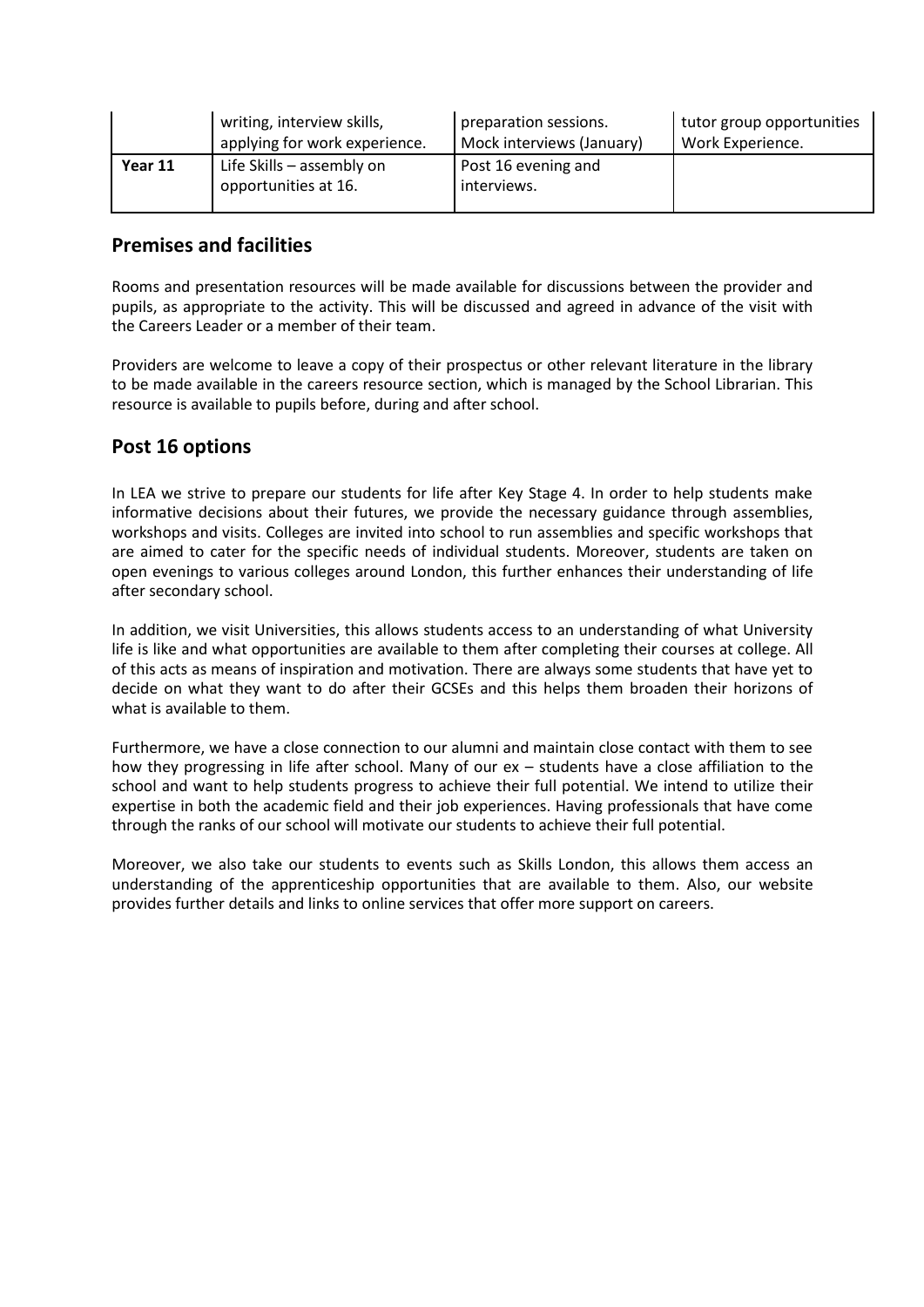| | | | |
|---|---|---|---|
| | writing, interview skills, applying for work experience. | preparation sessions. Mock interviews (January) | tutor group opportunities Work Experience. |
| **Year 11** | Life Skills – assembly on opportunities at 16. | Post 16 evening and interviews. | |

## Premises and facilities

Rooms and presentation resources will be made available for discussions between the provider and pupils, as appropriate to the activity. This will be discussed and agreed in advance of the visit with the Careers Leader or a member of their team.

Providers are welcome to leave a copy of their prospectus or other relevant literature in the library to be made available in the careers resource section, which is managed by the School Librarian. This resource is available to pupils before, during and after school.

## Post 16 options

In LEA we strive to prepare our students for life after Key Stage 4. In order to help students make informative decisions about their futures, we provide the necessary guidance through assemblies, workshops and visits. Colleges are invited into school to run assemblies and specific workshops that are aimed to cater for the specific needs of individual students. Moreover, students are taken on open evenings to various colleges around London, this further enhances their understanding of life after secondary school.

In addition, we visit Universities, this allows students access to an understanding of what University life is like and what opportunities are available to them after completing their courses at college. All of this acts as means of inspiration and motivation. There are always some students that have yet to decide on what they want to do after their GCSEs and this helps them broaden their horizons of what is available to them.

Furthermore, we have a close connection to our alumni and maintain close contact with them to see how they progressing in life after school. Many of our ex – students have a close affiliation to the school and want to help students progress to achieve their full potential. We intend to utilize their expertise in both the academic field and their job experiences. Having professionals that have come through the ranks of our school will motivate our students to achieve their full potential.

Moreover, we also take our students to events such as Skills London, this allows them access an understanding of the apprenticeship opportunities that are available to them. Also, our website provides further details and links to online services that offer more support on careers.